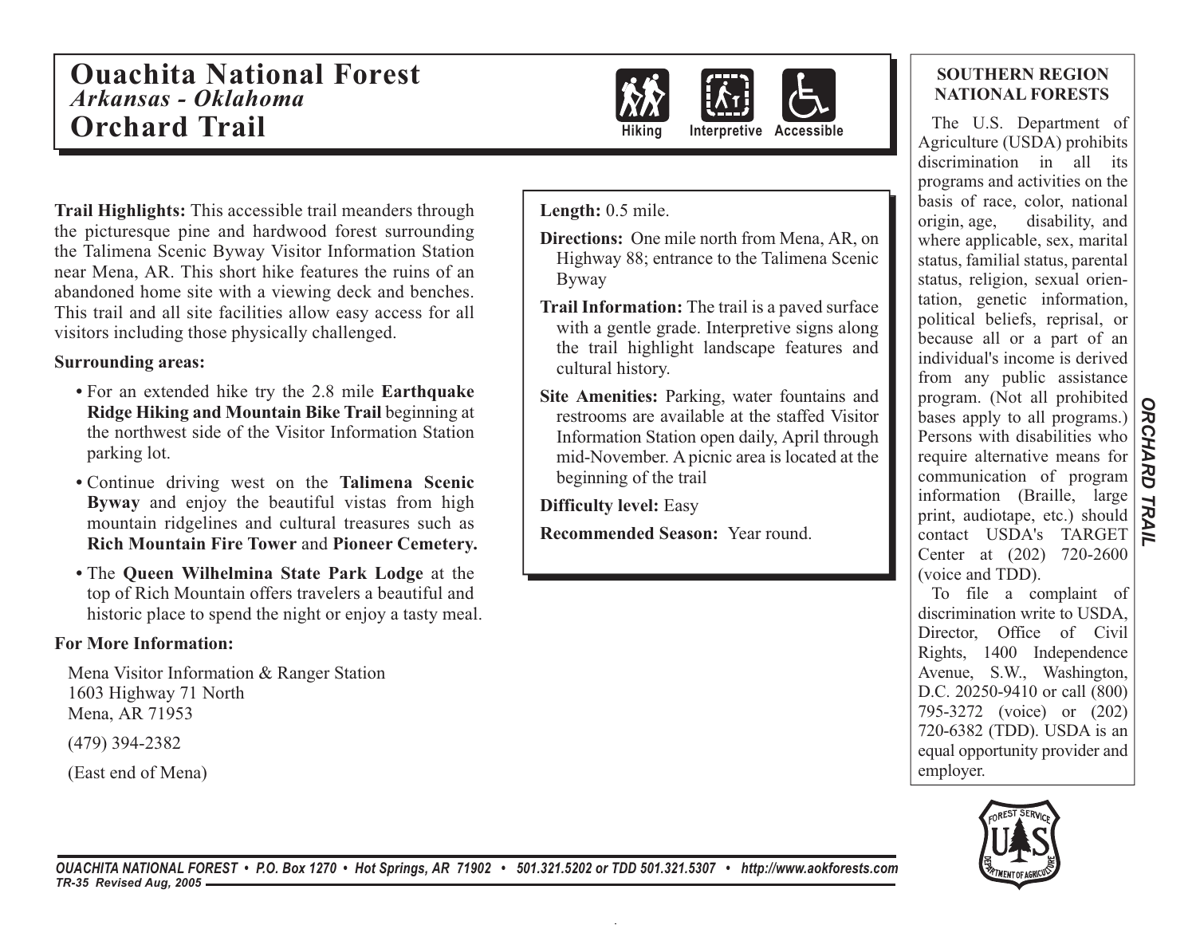# Ouachita National Forest

*Arkansas - Oklahoma*

## Orchard Trail

Hiking Interpretive Accessible

**Trail Highlights:** This accessible trail meanders through the picturesque pine and hardwood forest surrounding the Talimena Scenic Byway Visitor Information Station near Mena, AR. This short hike features the ruins of an abandoned home site with a viewing deck and benches. This trail and all site facilities allow easy access for all visitors including those physically challenged.

**Surrounding areas:**

- For an extended hike try the 2.8 mile **Earthquake Ridge Hiking and Mountain Bike Trail** beginning at the northwest side of the Visitor Information Station parking lot.
- Continue driving west on the **Talimena Scenic Byway** and enjoy the beautiful vistas from high mountain ridgelines and cultural treasures such as **Rich Mountain Fire Tower** and **Pioneer Cemetery.**
- The **Queen Wilhelmina State Park Lodge** at the top of Rich Mountain offers travelers a beautiful and historic place to spend the night or enjoy a tasty meal.

**For More Information:**

Mena Visitor Information & Ranger Station
1603 Highway 71 North
Mena, AR 71953

(479) 394-2382

(East end of Mena)

**Length:** 0.5 mile.

**Directions:** One mile north from Mena, AR, on Highway 88; entrance to the Talimena Scenic Byway

**Trail Information:** The trail is a paved surface with a gentle grade. Interpretive signs along the trail highlight landscape features and cultural history.

**Site Amenities:** Parking, water fountains and restrooms are available at the staffed Visitor Information Station open daily, April through mid-November. A picnic area is located at the beginning of the trail

**Difficulty level:** Easy

**Recommended Season:** Year round.

**SOUTHERN REGION NATIONAL FORESTS**

The U.S. Department of Agriculture (USDA) prohibits discrimination in all its programs and activities on the basis of race, color, national origin, age, disability, and where applicable, sex, marital status, familial status, parental status, religion, sexual orientation, genetic information, political beliefs, reprisal, or because all or a part of an individual's income is derived from any public assistance program. (Not all prohibited bases apply to all programs.) Persons with disabilities who require alternative means for communication of program information (Braille, large print, audiotape, etc.) should contact USDA's TARGET Center at (202) 720-2600 (voice and TDD).

To file a complaint of discrimination write to USDA, Director, Office of Civil Rights, 1400 Independence Avenue, S.W., Washington, D.C. 20250-9410 or call (800) 795-3272 (voice) or (202) 720-6382 (TDD). USDA is an equal opportunity provider and employer.

*OUACHITA NATIONAL FOREST • P.O. Box 1270 • Hot Springs, AR 71902 • 501.321.5202 or TDD 501.321.5307 • http://www.aokforests.com*

*TR-35 Revised Aug, 2005*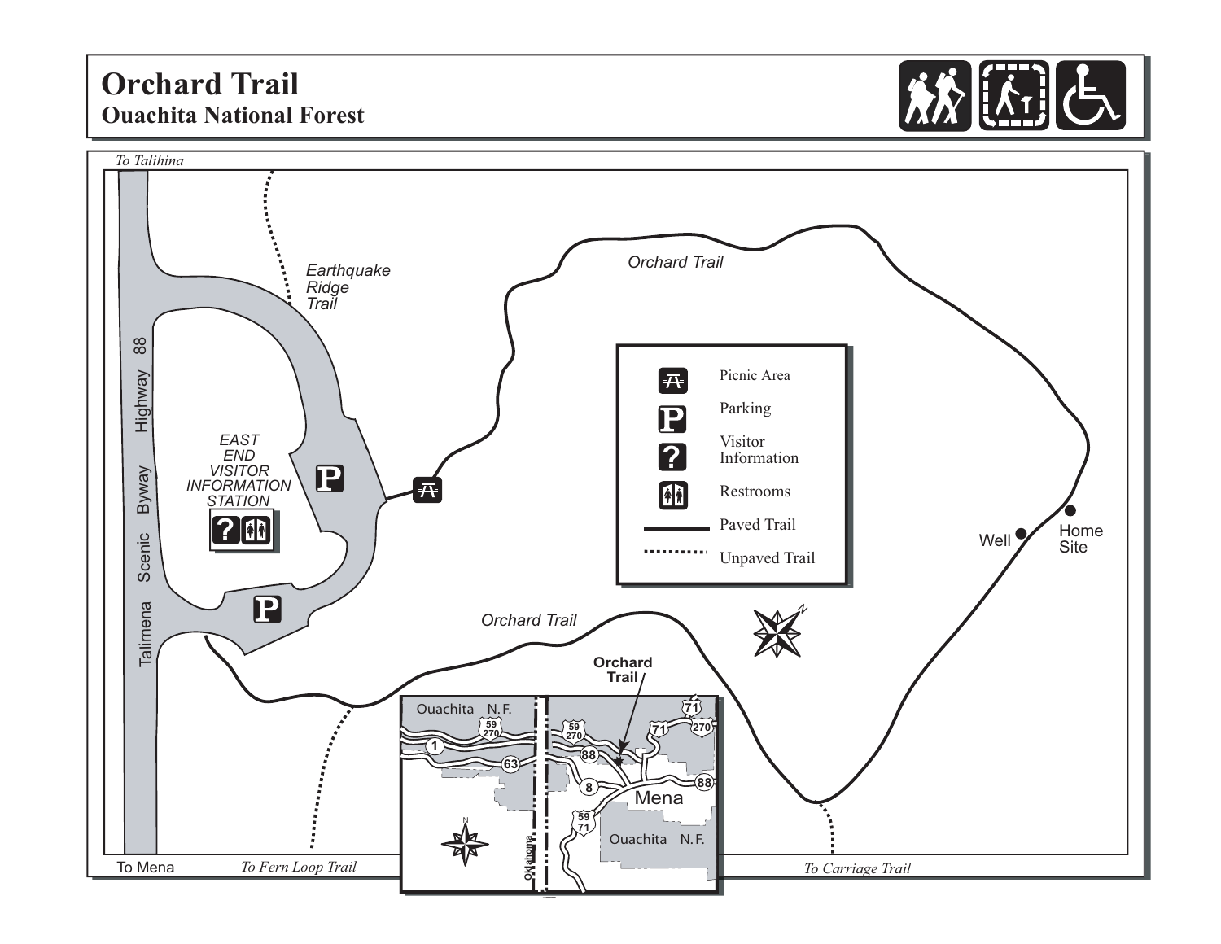# Orchard Trail

## Ouachita National Forest

To Talihina

Earthquake Ridge Trail

Orchard Trail

Talimena Scenic Byway Highway 88

EAST END VISITOR INFORMATION STATION

| | |
|---|---|
| Picnic Area | |
| Parking | |
| Visitor Information | |
| Restrooms | |
| Paved Trail | |
| Unpaved Trail | |

Well

Home Site

Orchard Trail

Orchard Trail

Ouachita N.F.

59 270

1

63

88

8

71

270

Mena

59 71

Ouachita N.F.

Oklahoma

To Mena

To Fern Loop Trail

To Carriage Trail